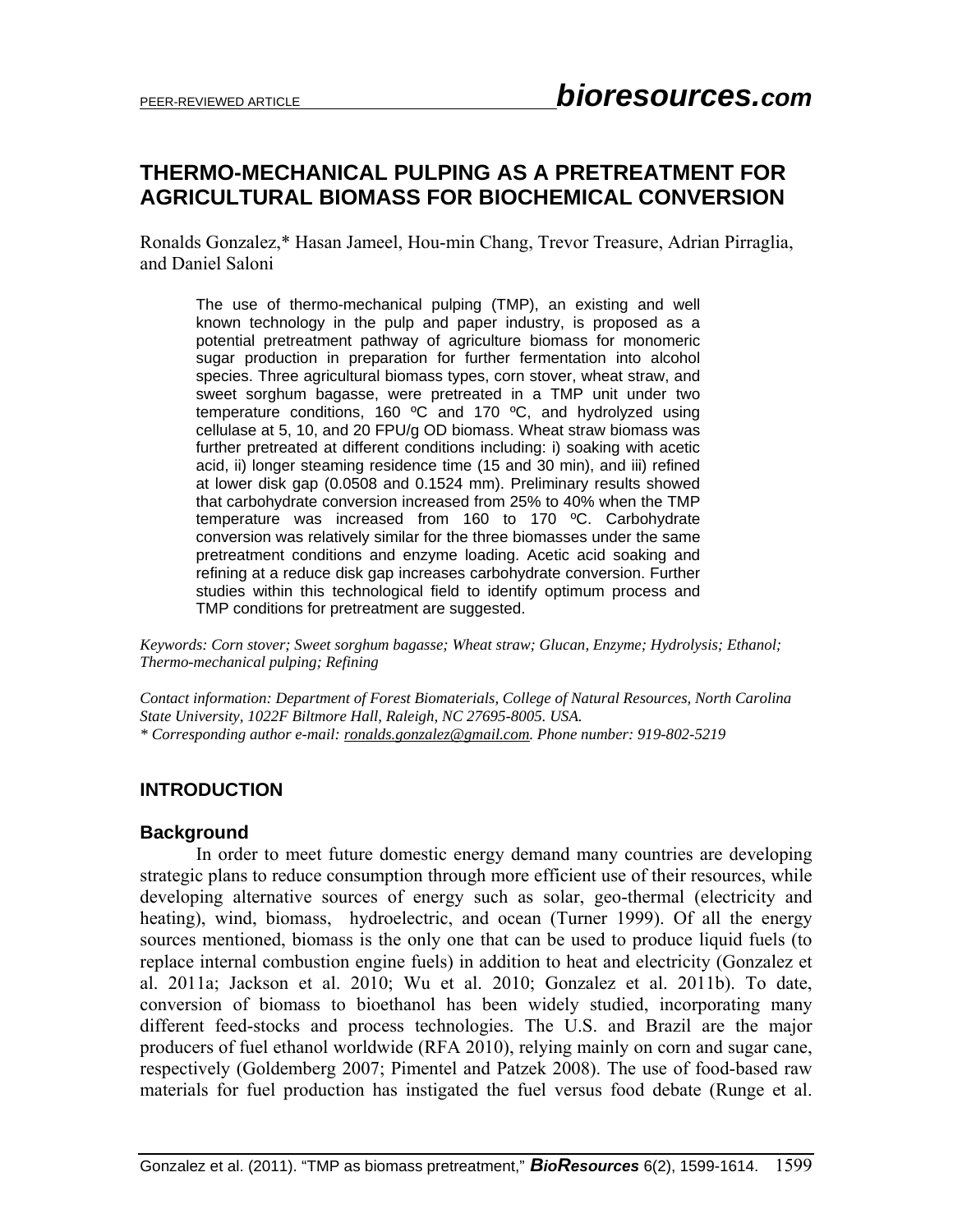# THERMO-MECHANICAL PULPING AS A PRETREATMENT FOR AGRICULTURAL BIOMASS FOR BIOCHEMICAL CONVERSION

Ronalds Gonzalez,* Hasan Jameel, Hou-min Chang, Trevor Treasure, Adrian Pirraglia, and Daniel Saloni

> The use of thermo-mechanical pulping (TMP), an existing and well known technology in the pulp and paper industry, is proposed as a potential pretreatment pathway of agriculture biomass for monomeric sugar production in preparation for further fermentation into alcohol species. Three agricultural biomass types, corn stover, wheat straw, and sweet sorghum bagasse, were pretreated in a TMP unit under two temperature conditions, 160 ºC and 170 ºC, and hydrolyzed using cellulase at 5, 10, and 20 FPU/g OD biomass. Wheat straw biomass was further pretreated at different conditions including: i) soaking with acetic acid, ii) longer steaming residence time (15 and 30 min), and iii) refined at lower disk gap (0.0508 and 0.1524 mm). Preliminary results showed that carbohydrate conversion increased from 25% to 40% when the TMP temperature was increased from 160 to 170 ºC. Carbohydrate conversion was relatively similar for the three biomasses under the same pretreatment conditions and enzyme loading. Acetic acid soaking and refining at a reduce disk gap increases carbohydrate conversion. Further studies within this technological field to identify optimum process and TMP conditions for pretreatment are suggested.

*Keywords: Corn stover; Sweet sorghum bagasse; Wheat straw; Glucan, Enzyme; Hydrolysis; Ethanol; Thermo-mechanical pulping; Refining*

*Contact information: Department of Forest Biomaterials, College of Natural Resources, North Carolina State University, 1022F Biltmore Hall, Raleigh, NC 27695-8005. USA.*
*\* Corresponding author e-mail: ronalds.gonzalez@gmail.com. Phone number: 919-802-5219*

## INTRODUCTION

### Background

In order to meet future domestic energy demand many countries are developing strategic plans to reduce consumption through more efficient use of their resources, while developing alternative sources of energy such as solar, geo-thermal (electricity and heating), wind, biomass, hydroelectric, and ocean (Turner 1999). Of all the energy sources mentioned, biomass is the only one that can be used to produce liquid fuels (to replace internal combustion engine fuels) in addition to heat and electricity (Gonzalez et al. 2011a; Jackson et al. 2010; Wu et al. 2010; Gonzalez et al. 2011b). To date, conversion of biomass to bioethanol has been widely studied, incorporating many different feed-stocks and process technologies. The U.S. and Brazil are the major producers of fuel ethanol worldwide (RFA 2010), relying mainly on corn and sugar cane, respectively (Goldemberg 2007; Pimentel and Patzek 2008). The use of food-based raw materials for fuel production has instigated the fuel versus food debate (Runge et al.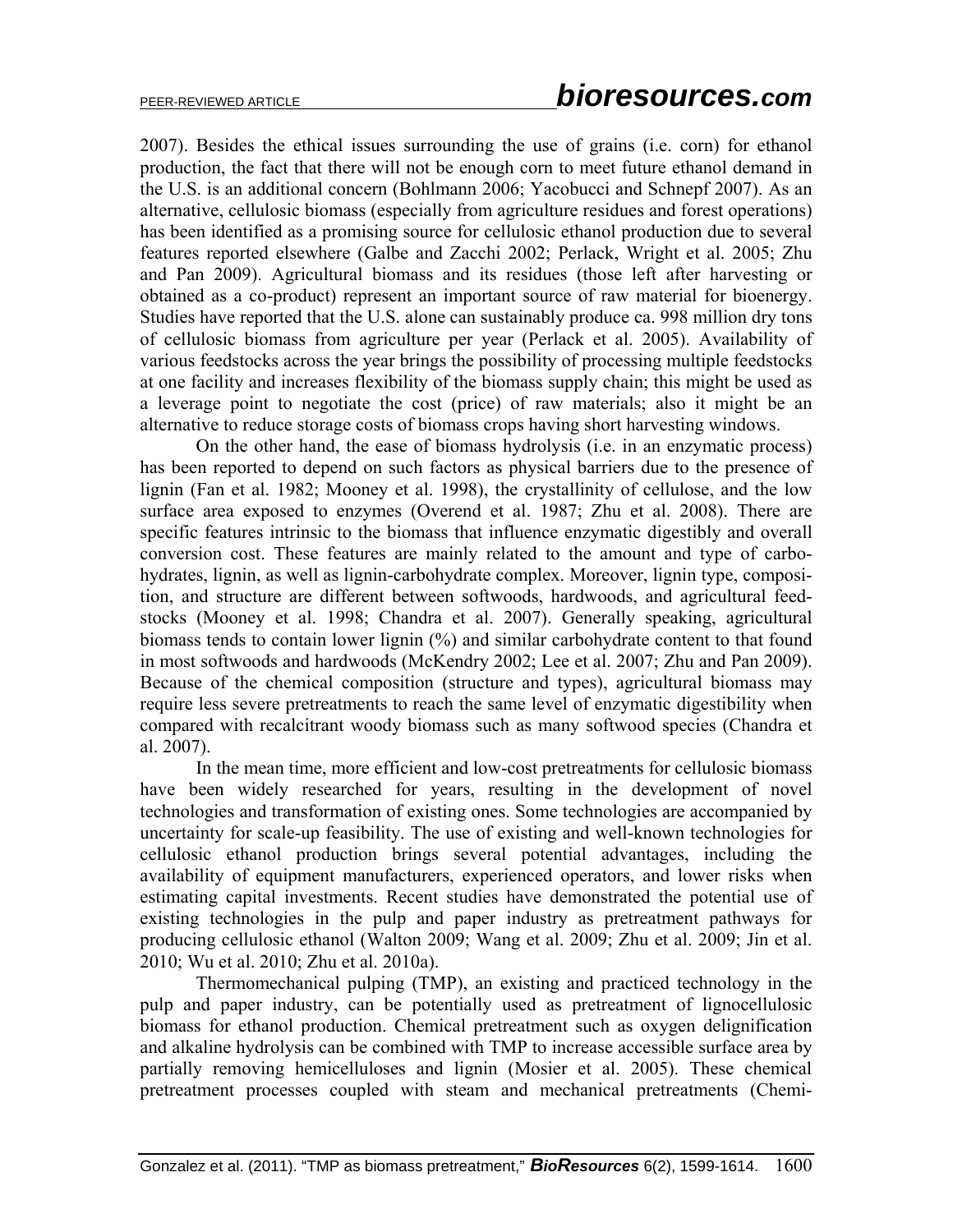2007). Besides the ethical issues surrounding the use of grains (i.e. corn) for ethanol production, the fact that there will not be enough corn to meet future ethanol demand in the U.S. is an additional concern (Bohlmann 2006; Yacobucci and Schnepf 2007). As an alternative, cellulosic biomass (especially from agriculture residues and forest operations) has been identified as a promising source for cellulosic ethanol production due to several features reported elsewhere (Galbe and Zacchi 2002; Perlack, Wright et al. 2005; Zhu and Pan 2009). Agricultural biomass and its residues (those left after harvesting or obtained as a co-product) represent an important source of raw material for bioenergy. Studies have reported that the U.S. alone can sustainably produce ca. 998 million dry tons of cellulosic biomass from agriculture per year (Perlack et al. 2005). Availability of various feedstocks across the year brings the possibility of processing multiple feedstocks at one facility and increases flexibility of the biomass supply chain; this might be used as a leverage point to negotiate the cost (price) of raw materials; also it might be an alternative to reduce storage costs of biomass crops having short harvesting windows.

On the other hand, the ease of biomass hydrolysis (i.e. in an enzymatic process) has been reported to depend on such factors as physical barriers due to the presence of lignin (Fan et al. 1982; Mooney et al. 1998), the crystallinity of cellulose, and the low surface area exposed to enzymes (Overend et al. 1987; Zhu et al. 2008). There are specific features intrinsic to the biomass that influence enzymatic digestibly and overall conversion cost. These features are mainly related to the amount and type of carbohydrates, lignin, as well as lignin-carbohydrate complex. Moreover, lignin type, composition, and structure are different between softwoods, hardwoods, and agricultural feedstocks (Mooney et al. 1998; Chandra et al. 2007). Generally speaking, agricultural biomass tends to contain lower lignin (%) and similar carbohydrate content to that found in most softwoods and hardwoods (McKendry 2002; Lee et al. 2007; Zhu and Pan 2009). Because of the chemical composition (structure and types), agricultural biomass may require less severe pretreatments to reach the same level of enzymatic digestibility when compared with recalcitrant woody biomass such as many softwood species (Chandra et al. 2007).

In the mean time, more efficient and low-cost pretreatments for cellulosic biomass have been widely researched for years, resulting in the development of novel technologies and transformation of existing ones. Some technologies are accompanied by uncertainty for scale-up feasibility. The use of existing and well-known technologies for cellulosic ethanol production brings several potential advantages, including the availability of equipment manufacturers, experienced operators, and lower risks when estimating capital investments. Recent studies have demonstrated the potential use of existing technologies in the pulp and paper industry as pretreatment pathways for producing cellulosic ethanol (Walton 2009; Wang et al. 2009; Zhu et al. 2009; Jin et al. 2010; Wu et al. 2010; Zhu et al. 2010a).

Thermomechanical pulping (TMP), an existing and practiced technology in the pulp and paper industry, can be potentially used as pretreatment of lignocellulosic biomass for ethanol production. Chemical pretreatment such as oxygen delignification and alkaline hydrolysis can be combined with TMP to increase accessible surface area by partially removing hemicelluloses and lignin (Mosier et al. 2005). These chemical pretreatment processes coupled with steam and mechanical pretreatments (Chemi-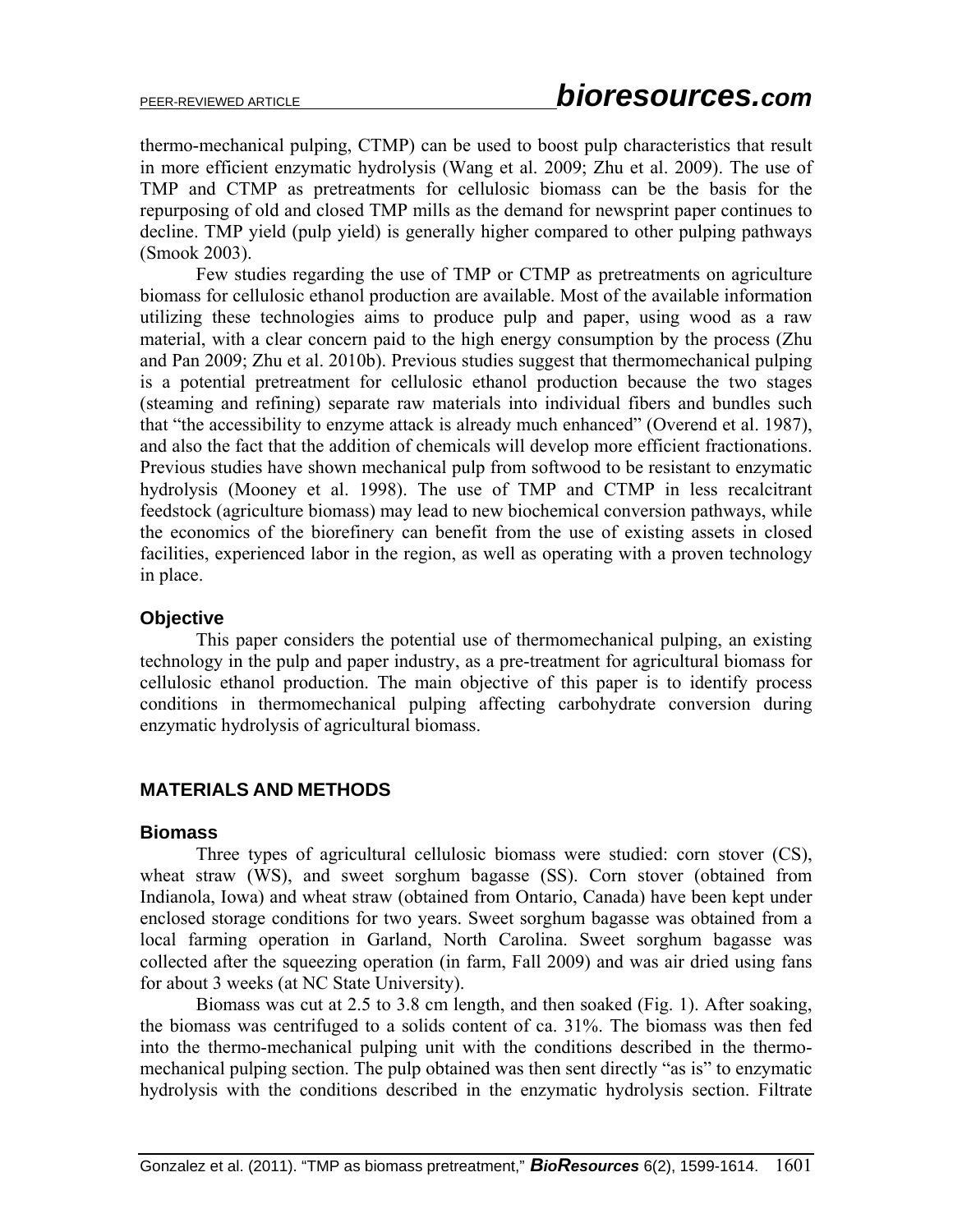thermo-mechanical pulping, CTMP) can be used to boost pulp characteristics that result in more efficient enzymatic hydrolysis (Wang et al. 2009; Zhu et al. 2009). The use of TMP and CTMP as pretreatments for cellulosic biomass can be the basis for the repurposing of old and closed TMP mills as the demand for newsprint paper continues to decline. TMP yield (pulp yield) is generally higher compared to other pulping pathways (Smook 2003).

Few studies regarding the use of TMP or CTMP as pretreatments on agriculture biomass for cellulosic ethanol production are available. Most of the available information utilizing these technologies aims to produce pulp and paper, using wood as a raw material, with a clear concern paid to the high energy consumption by the process (Zhu and Pan 2009; Zhu et al. 2010b). Previous studies suggest that thermomechanical pulping is a potential pretreatment for cellulosic ethanol production because the two stages (steaming and refining) separate raw materials into individual fibers and bundles such that "the accessibility to enzyme attack is already much enhanced" (Overend et al. 1987), and also the fact that the addition of chemicals will develop more efficient fractionations. Previous studies have shown mechanical pulp from softwood to be resistant to enzymatic hydrolysis (Mooney et al. 1998). The use of TMP and CTMP in less recalcitrant feedstock (agriculture biomass) may lead to new biochemical conversion pathways, while the economics of the biorefinery can benefit from the use of existing assets in closed facilities, experienced labor in the region, as well as operating with a proven technology in place.

### Objective

This paper considers the potential use of thermomechanical pulping, an existing technology in the pulp and paper industry, as a pre-treatment for agricultural biomass for cellulosic ethanol production. The main objective of this paper is to identify process conditions in thermomechanical pulping affecting carbohydrate conversion during enzymatic hydrolysis of agricultural biomass.

## MATERIALS AND METHODS

### Biomass

Three types of agricultural cellulosic biomass were studied: corn stover (CS), wheat straw (WS), and sweet sorghum bagasse (SS). Corn stover (obtained from Indianola, Iowa) and wheat straw (obtained from Ontario, Canada) have been kept under enclosed storage conditions for two years. Sweet sorghum bagasse was obtained from a local farming operation in Garland, North Carolina. Sweet sorghum bagasse was collected after the squeezing operation (in farm, Fall 2009) and was air dried using fans for about 3 weeks (at NC State University).

Biomass was cut at 2.5 to 3.8 cm length, and then soaked (Fig. 1). After soaking, the biomass was centrifuged to a solids content of ca. 31%. The biomass was then fed into the thermo-mechanical pulping unit with the conditions described in the thermo-mechanical pulping section. The pulp obtained was then sent directly "as is" to enzymatic hydrolysis with the conditions described in the enzymatic hydrolysis section. Filtrate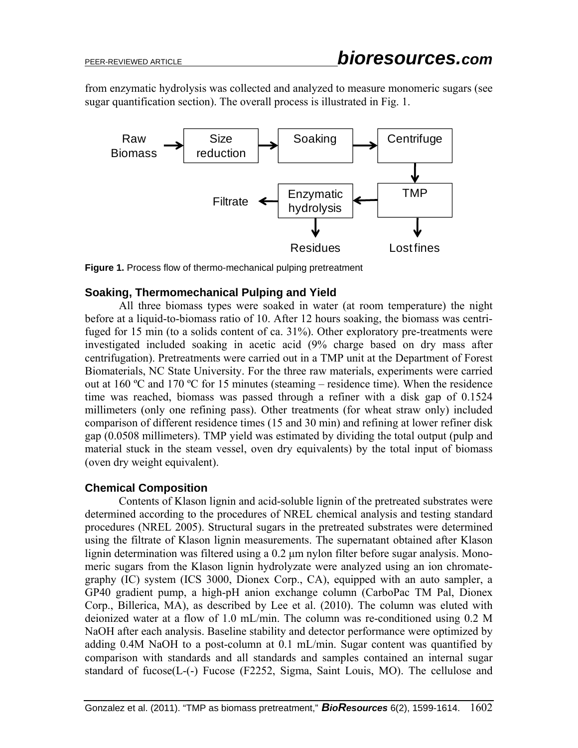from enzymatic hydrolysis was collected and analyzed to measure monomeric sugars (see sugar quantification section). The overall process is illustrated in Fig. 1.

Raw Biomass → Size reduction → Soaking → Centrifuge → TMP → Enzymatic hydrolysis → Filtrate

TMP → Lost fines

Enzymatic hydrolysis → Residues

**Figure 1.** Process flow of thermo-mechanical pulping pretreatment

### Soaking, Thermomechanical Pulping and Yield

All three biomass types were soaked in water (at room temperature) the night before at a liquid-to-biomass ratio of 10. After 12 hours soaking, the biomass was centrifuged for 15 min (to a solids content of ca. 31%). Other exploratory pre-treatments were investigated included soaking in acetic acid (9% charge based on dry mass after centrifugation). Pretreatments were carried out in a TMP unit at the Department of Forest Biomaterials, NC State University. For the three raw materials, experiments were carried out at 160 ºC and 170 ºC for 15 minutes (steaming – residence time). When the residence time was reached, biomass was passed through a refiner with a disk gap of 0.1524 millimeters (only one refining pass). Other treatments (for wheat straw only) included comparison of different residence times (15 and 30 min) and refining at lower refiner disk gap (0.0508 millimeters). TMP yield was estimated by dividing the total output (pulp and material stuck in the steam vessel, oven dry equivalents) by the total input of biomass (oven dry weight equivalent).

### Chemical Composition

Contents of Klason lignin and acid-soluble lignin of the pretreated substrates were determined according to the procedures of NREL chemical analysis and testing standard procedures (NREL 2005). Structural sugars in the pretreated substrates were determined using the filtrate of Klason lignin measurements. The supernatant obtained after Klason lignin determination was filtered using a 0.2 µm nylon filter before sugar analysis. Monomeric sugars from the Klason lignin hydrolyzate were analyzed using an ion chromategraphy (IC) system (ICS 3000, Dionex Corp., CA), equipped with an auto sampler, a GP40 gradient pump, a high-pH anion exchange column (CarboPac TM Pal, Dionex Corp., Billerica, MA), as described by Lee et al. (2010). The column was eluted with deionized water at a flow of 1.0 mL/min. The column was re-conditioned using 0.2 M NaOH after each analysis. Baseline stability and detector performance were optimized by adding 0.4M NaOH to a post-column at 0.1 mL/min. Sugar content was quantified by comparison with standards and all standards and samples contained an internal sugar standard of fucose(L-(-) Fucose (F2252, Sigma, Saint Louis, MO). The cellulose and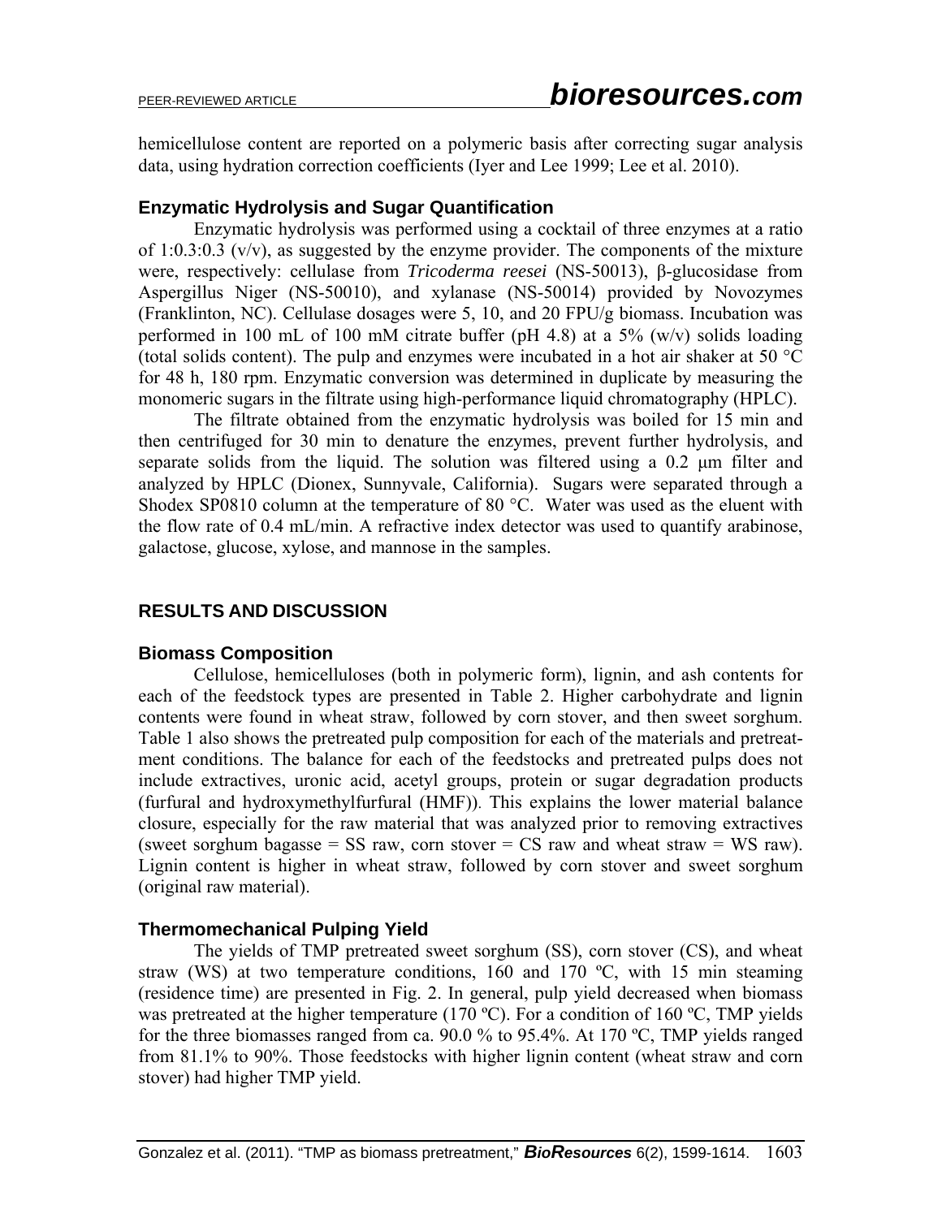hemicellulose content are reported on a polymeric basis after correcting sugar analysis data, using hydration correction coefficients (Iyer and Lee 1999; Lee et al. 2010).

### Enzymatic Hydrolysis and Sugar Quantification

Enzymatic hydrolysis was performed using a cocktail of three enzymes at a ratio of 1:0.3:0.3 (v/v), as suggested by the enzyme provider. The components of the mixture were, respectively: cellulase from *Tricoderma reesei* (NS-50013), β-glucosidase from Aspergillus Niger (NS-50010), and xylanase (NS-50014) provided by Novozymes (Franklinton, NC). Cellulase dosages were 5, 10, and 20 FPU/g biomass. Incubation was performed in 100 mL of 100 mM citrate buffer (pH 4.8) at a 5% (w/v) solids loading (total solids content). The pulp and enzymes were incubated in a hot air shaker at 50 °C for 48 h, 180 rpm. Enzymatic conversion was determined in duplicate by measuring the monomeric sugars in the filtrate using high-performance liquid chromatography (HPLC).

The filtrate obtained from the enzymatic hydrolysis was boiled for 15 min and then centrifuged for 30 min to denature the enzymes, prevent further hydrolysis, and separate solids from the liquid. The solution was filtered using a 0.2 μm filter and analyzed by HPLC (Dionex, Sunnyvale, California). Sugars were separated through a Shodex SP0810 column at the temperature of 80 °C. Water was used as the eluent with the flow rate of 0.4 mL/min. A refractive index detector was used to quantify arabinose, galactose, glucose, xylose, and mannose in the samples.

## RESULTS AND DISCUSSION

### Biomass Composition

Cellulose, hemicelluloses (both in polymeric form), lignin, and ash contents for each of the feedstock types are presented in Table 2. Higher carbohydrate and lignin contents were found in wheat straw, followed by corn stover, and then sweet sorghum. Table 1 also shows the pretreated pulp composition for each of the materials and pretreatment conditions. The balance for each of the feedstocks and pretreated pulps does not include extractives, uronic acid, acetyl groups, protein or sugar degradation products (furfural and hydroxymethylfurfural (HMF)). This explains the lower material balance closure, especially for the raw material that was analyzed prior to removing extractives (sweet sorghum bagasse = SS raw, corn stover = CS raw and wheat straw = WS raw). Lignin content is higher in wheat straw, followed by corn stover and sweet sorghum (original raw material).

### Thermomechanical Pulping Yield

The yields of TMP pretreated sweet sorghum (SS), corn stover (CS), and wheat straw (WS) at two temperature conditions, 160 and 170 ºC, with 15 min steaming (residence time) are presented in Fig. 2. In general, pulp yield decreased when biomass was pretreated at the higher temperature (170 ºC). For a condition of 160 ºC, TMP yields for the three biomasses ranged from ca. 90.0 % to 95.4%. At 170 ºC, TMP yields ranged from 81.1% to 90%. Those feedstocks with higher lignin content (wheat straw and corn stover) had higher TMP yield.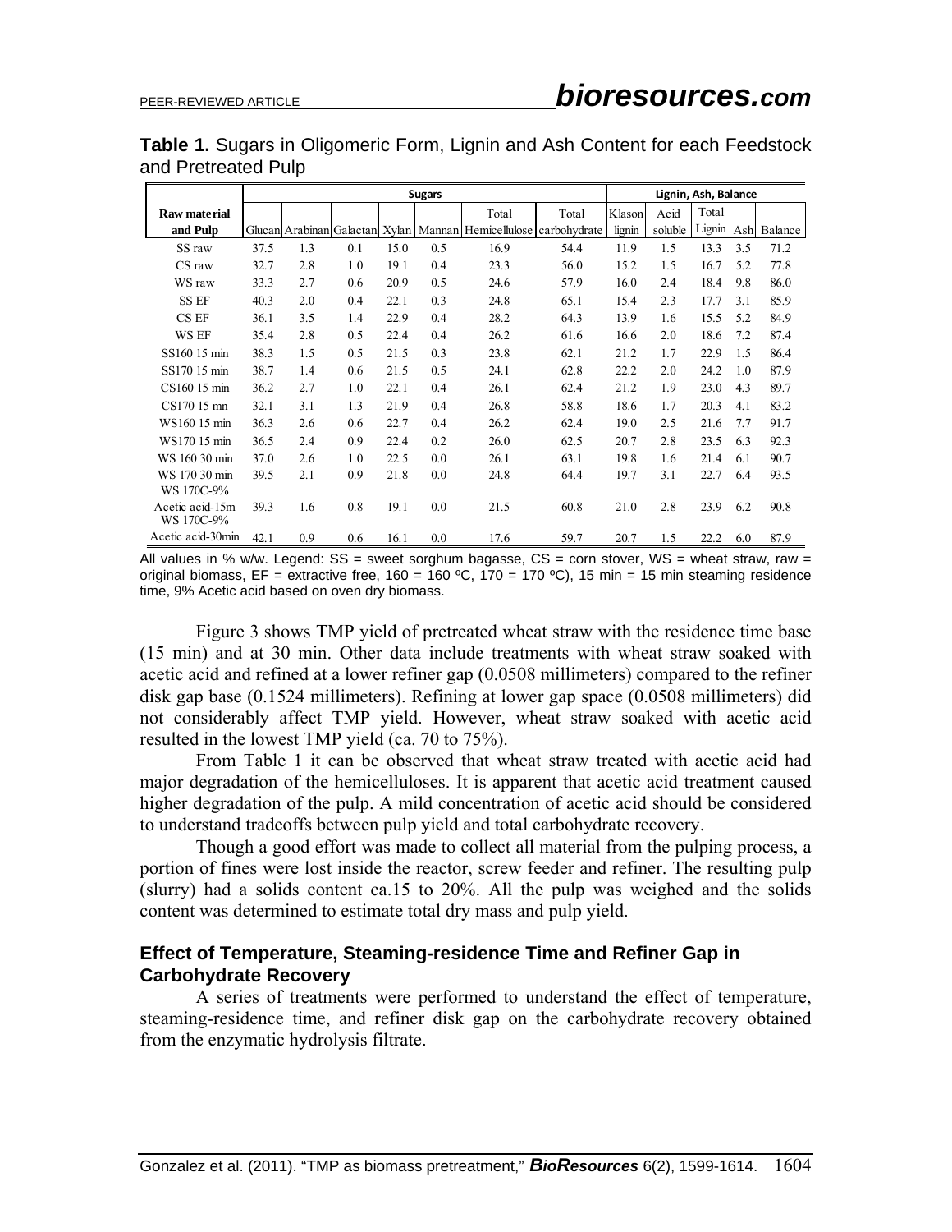**Table 1.** Sugars in Oligomeric Form, Lignin and Ash Content for each Feedstock and Pretreated Pulp

| Raw material and Pulp | Sugars | | | | | | | Lignin, Ash, Balance | | | | |
|---|---|---|---|---|---|---|---|---|---|---|---|---|
| | Glucan | Arabinan | Galactan | Xylan | Mannan | Total Hemicellulose | Total carbohydrate | Klason lignin | Acid soluble | Total Lignin | Ash | Balance |
| SS raw | 37.5 | 1.3 | 0.1 | 15.0 | 0.5 | 16.9 | 54.4 | 11.9 | 1.5 | 13.3 | 3.5 | 71.2 |
| CS raw | 32.7 | 2.8 | 1.0 | 19.1 | 0.4 | 23.3 | 56.0 | 15.2 | 1.5 | 16.7 | 5.2 | 77.8 |
| WS raw | 33.3 | 2.7 | 0.6 | 20.9 | 0.5 | 24.6 | 57.9 | 16.0 | 2.4 | 18.4 | 9.8 | 86.0 |
| SS EF | 40.3 | 2.0 | 0.4 | 22.1 | 0.3 | 24.8 | 65.1 | 15.4 | 2.3 | 17.7 | 3.1 | 85.9 |
| CS EF | 36.1 | 3.5 | 1.4 | 22.9 | 0.4 | 28.2 | 64.3 | 13.9 | 1.6 | 15.5 | 5.2 | 84.9 |
| WS EF | 35.4 | 2.8 | 0.5 | 22.4 | 0.4 | 26.2 | 61.6 | 16.6 | 2.0 | 18.6 | 7.2 | 87.4 |
| SS160 15 min | 38.3 | 1.5 | 0.5 | 21.5 | 0.3 | 23.8 | 62.1 | 21.2 | 1.7 | 22.9 | 1.5 | 86.4 |
| SS170 15 min | 38.7 | 1.4 | 0.6 | 21.5 | 0.5 | 24.1 | 62.8 | 22.2 | 2.0 | 24.2 | 1.0 | 87.9 |
| CS160 15 min | 36.2 | 2.7 | 1.0 | 22.1 | 0.4 | 26.1 | 62.4 | 21.2 | 1.9 | 23.0 | 4.3 | 89.7 |
| CS170 15 mn | 32.1 | 3.1 | 1.3 | 21.9 | 0.4 | 26.8 | 58.8 | 18.6 | 1.7 | 20.3 | 4.1 | 83.2 |
| WS160 15 min | 36.3 | 2.6 | 0.6 | 22.7 | 0.4 | 26.2 | 62.4 | 19.0 | 2.5 | 21.6 | 7.7 | 91.7 |
| WS170 15 min | 36.5 | 2.4 | 0.9 | 22.4 | 0.2 | 26.0 | 62.5 | 20.7 | 2.8 | 23.5 | 6.3 | 92.3 |
| WS 160 30 min | 37.0 | 2.6 | 1.0 | 22.5 | 0.0 | 26.1 | 63.1 | 19.8 | 1.6 | 21.4 | 6.1 | 90.7 |
| WS 170 30 min | 39.5 | 2.1 | 0.9 | 21.8 | 0.0 | 24.8 | 64.4 | 19.7 | 3.1 | 22.7 | 6.4 | 93.5 |
| WS 170C-9% Acetic acid-15m | 39.3 | 1.6 | 0.8 | 19.1 | 0.0 | 21.5 | 60.8 | 21.0 | 2.8 | 23.9 | 6.2 | 90.8 |
| WS 170C-9% Acetic acid-30min | 42.1 | 0.9 | 0.6 | 16.1 | 0.0 | 17.6 | 59.7 | 20.7 | 1.5 | 22.2 | 6.0 | 87.9 |

All values in % w/w. Legend: SS = sweet sorghum bagasse, CS = corn stover, WS = wheat straw, raw = original biomass, EF = extractive free, 160 = 160 ºC, 170 = 170 ºC), 15 min = 15 min steaming residence time, 9% Acetic acid based on oven dry biomass.

Figure 3 shows TMP yield of pretreated wheat straw with the residence time base (15 min) and at 30 min. Other data include treatments with wheat straw soaked with acetic acid and refined at a lower refiner gap (0.0508 millimeters) compared to the refiner disk gap base (0.1524 millimeters). Refining at lower gap space (0.0508 millimeters) did not considerably affect TMP yield. However, wheat straw soaked with acetic acid resulted in the lowest TMP yield (ca. 70 to 75%).

From Table 1 it can be observed that wheat straw treated with acetic acid had major degradation of the hemicelluloses. It is apparent that acetic acid treatment caused higher degradation of the pulp. A mild concentration of acetic acid should be considered to understand tradeoffs between pulp yield and total carbohydrate recovery.

Though a good effort was made to collect all material from the pulping process, a portion of fines were lost inside the reactor, screw feeder and refiner. The resulting pulp (slurry) had a solids content ca.15 to 20%. All the pulp was weighed and the solids content was determined to estimate total dry mass and pulp yield.

### Effect of Temperature, Steaming-residence Time and Refiner Gap in Carbohydrate Recovery

A series of treatments were performed to understand the effect of temperature, steaming-residence time, and refiner disk gap on the carbohydrate recovery obtained from the enzymatic hydrolysis filtrate.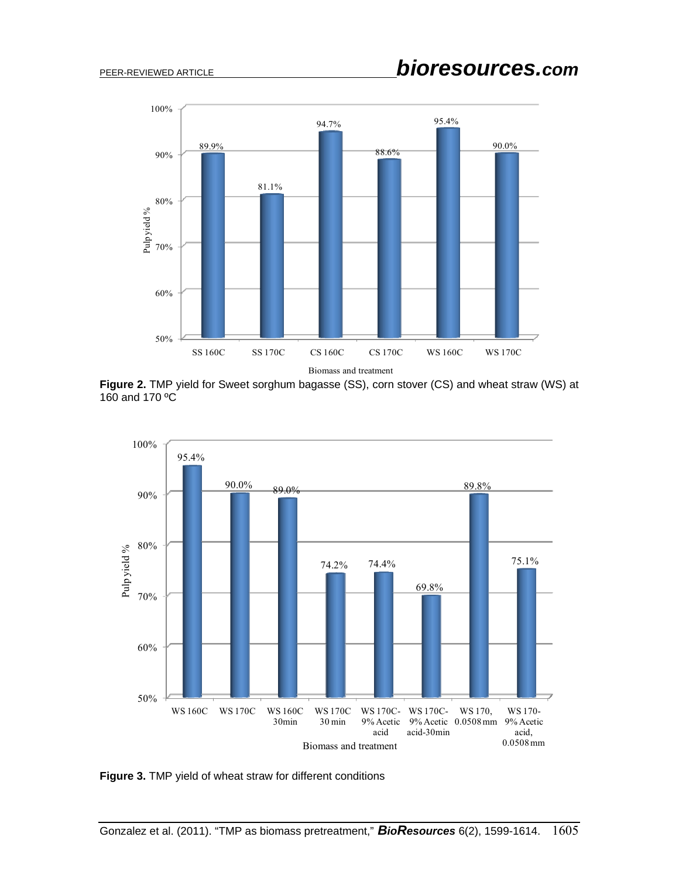Figure 2. TMP yield for Sweet sorghum bagasse (SS), corn stover (CS) and wheat straw (WS) at 160 and 170 ºC

Figure 3. TMP yield of wheat straw for different conditions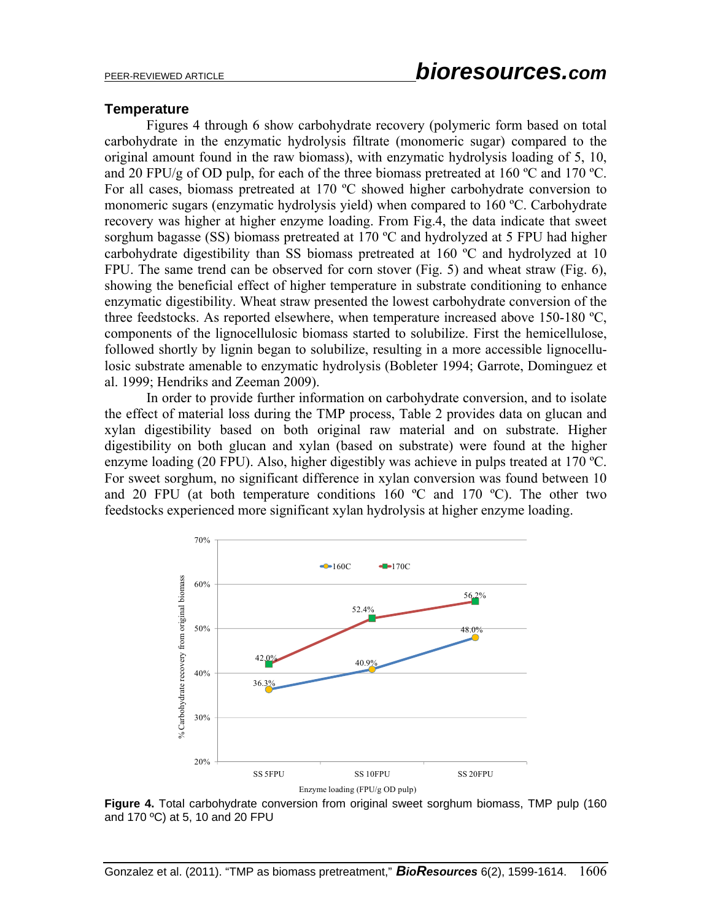### Temperature

Figures 4 through 6 show carbohydrate recovery (polymeric form based on total carbohydrate in the enzymatic hydrolysis filtrate (monomeric sugar) compared to the original amount found in the raw biomass), with enzymatic hydrolysis loading of 5, 10, and 20 FPU/g of OD pulp, for each of the three biomass pretreated at 160 ºC and 170 ºC. For all cases, biomass pretreated at 170 ºC showed higher carbohydrate conversion to monomeric sugars (enzymatic hydrolysis yield) when compared to 160 ºC. Carbohydrate recovery was higher at higher enzyme loading. From Fig.4, the data indicate that sweet sorghum bagasse (SS) biomass pretreated at 170 ºC and hydrolyzed at 5 FPU had higher carbohydrate digestibility than SS biomass pretreated at 160 ºC and hydrolyzed at 10 FPU. The same trend can be observed for corn stover (Fig. 5) and wheat straw (Fig. 6), showing the beneficial effect of higher temperature in substrate conditioning to enhance enzymatic digestibility. Wheat straw presented the lowest carbohydrate conversion of the three feedstocks. As reported elsewhere, when temperature increased above 150-180 ºC, components of the lignocellulosic biomass started to solubilize. First the hemicellulose, followed shortly by lignin began to solubilize, resulting in a more accessible lignocellulosic substrate amenable to enzymatic hydrolysis (Bobleter 1994; Garrote, Dominguez et al. 1999; Hendriks and Zeeman 2009).

In order to provide further information on carbohydrate conversion, and to isolate the effect of material loss during the TMP process, Table 2 provides data on glucan and xylan digestibility based on both original raw material and on substrate. Higher digestibility on both glucan and xylan (based on substrate) were found at the higher enzyme loading (20 FPU). Also, higher digestibly was achieve in pulps treated at 170 ºC. For sweet sorghum, no significant difference in xylan conversion was found between 10 and 20 FPU (at both temperature conditions 160 ºC and 170 ºC). The other two feedstocks experienced more significant xylan hydrolysis at higher enzyme loading.

**Figure 4.** Total carbohydrate conversion from original sweet sorghum biomass, TMP pulp (160 and 170 ºC) at 5, 10 and 20 FPU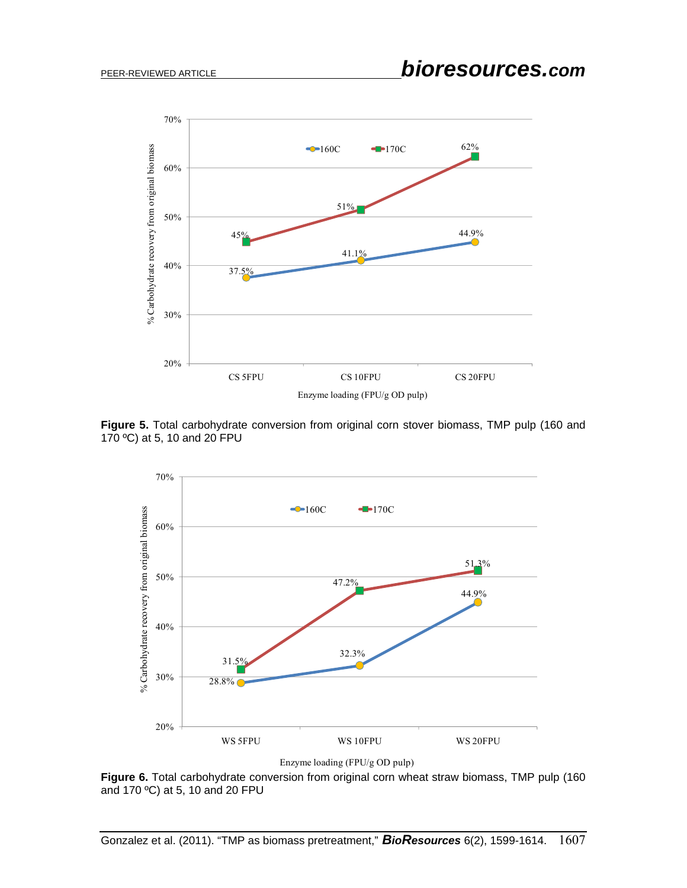**Figure 5.** Total carbohydrate conversion from original corn stover biomass, TMP pulp (160 and 170 ºC) at 5, 10 and 20 FPU

**Figure 6.** Total carbohydrate conversion from original corn wheat straw biomass, TMP pulp (160 and 170 ºC) at 5, 10 and 20 FPU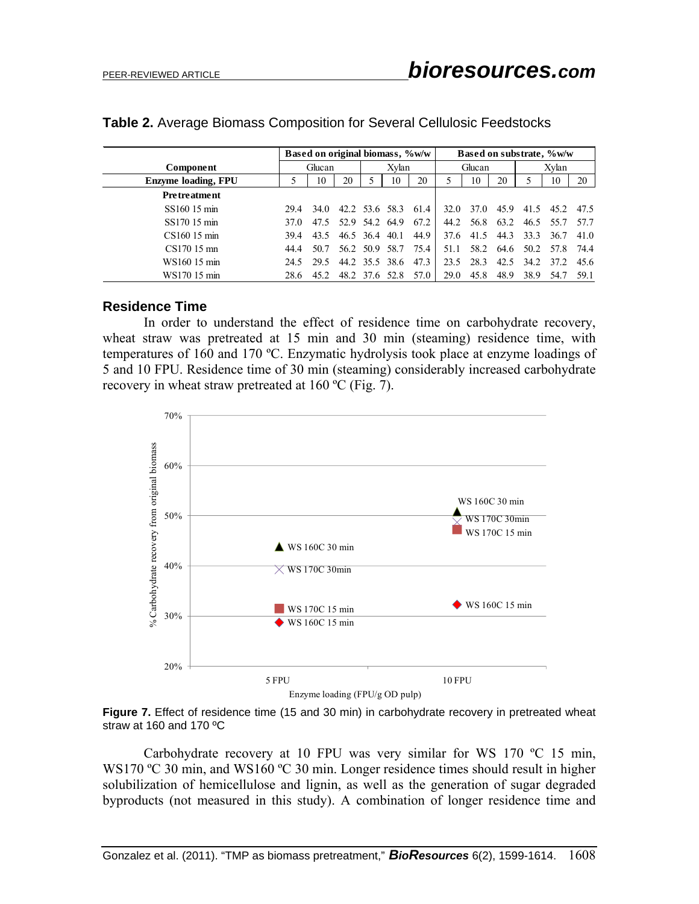**Table 2.** Average Biomass Composition for Several Cellulosic Feedstocks

| | Based on original biomass, %w/w | | | | | | Based on substrate, %w/w | | | | | |
|---|---|---|---|---|---|---|---|---|---|---|---|---|
| **Component** | Glucan | | | Xylan | | | Glucan | | | Xylan | | |
| **Enzyme loading, FPU** | 5 | 10 | 20 | 5 | 10 | 20 | 5 | 10 | 20 | 5 | 10 | 20 |
| **Pretreatment** | | | | | | | | | | | | |
| SS160 15 min | 29.4 | 34.0 | 42.2 | 53.6 | 58.3 | 61.4 | 32.0 | 37.0 | 45.9 | 41.5 | 45.2 | 47.5 |
| SS170 15 min | 37.0 | 47.5 | 52.9 | 54.2 | 64.9 | 67.2 | 44.2 | 56.8 | 63.2 | 46.5 | 55.7 | 57.7 |
| CS160 15 min | 39.4 | 43.5 | 46.5 | 36.4 | 40.1 | 44.9 | 37.6 | 41.5 | 44.3 | 33.3 | 36.7 | 41.0 |
| CS170 15 mn | 44.4 | 50.7 | 56.2 | 50.9 | 58.7 | 75.4 | 51.1 | 58.2 | 64.6 | 50.2 | 57.8 | 74.4 |
| WS160 15 min | 24.5 | 29.5 | 44.2 | 35.5 | 38.6 | 47.3 | 23.5 | 28.3 | 42.5 | 34.2 | 37.2 | 45.6 |
| WS170 15 min | 28.6 | 45.2 | 48.2 | 37.6 | 52.8 | 57.0 | 29.0 | 45.8 | 48.9 | 38.9 | 54.7 | 59.1 |

### Residence Time

In order to understand the effect of residence time on carbohydrate recovery, wheat straw was pretreated at 15 min and 30 min (steaming) residence time, with temperatures of 160 and 170 ºC. Enzymatic hydrolysis took place at enzyme loadings of 5 and 10 FPU. Residence time of 30 min (steaming) considerably increased carbohydrate recovery in wheat straw pretreated at 160 ºC (Fig. 7).

**Figure 7.** Effect of residence time (15 and 30 min) in carbohydrate recovery in pretreated wheat straw at 160 and 170 ºC

Carbohydrate recovery at 10 FPU was very similar for WS 170 ºC 15 min, WS170 ºC 30 min, and WS160 ºC 30 min. Longer residence times should result in higher solubilization of hemicellulose and lignin, as well as the generation of sugar degraded byproducts (not measured in this study). A combination of longer residence time and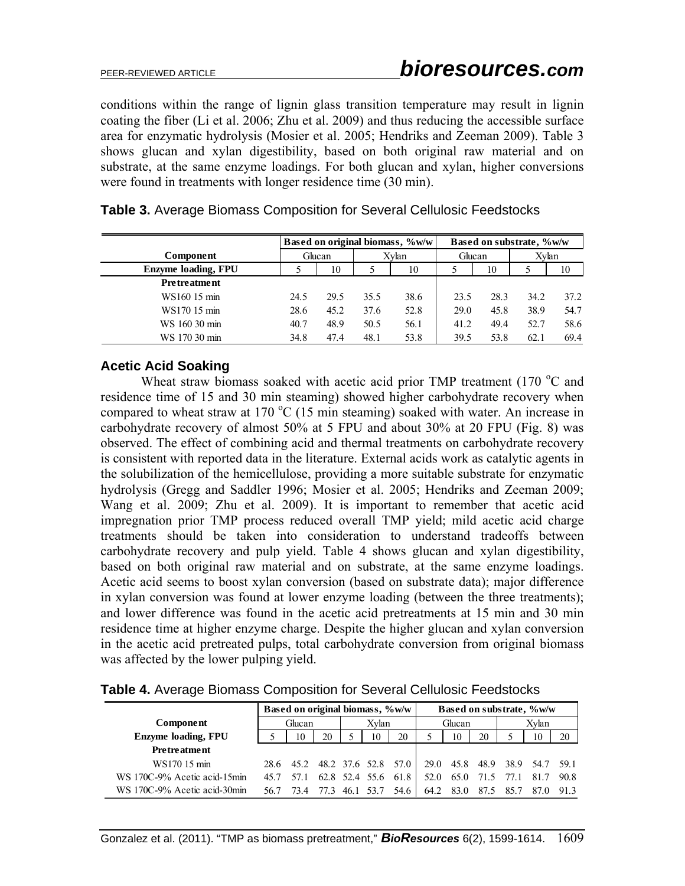conditions within the range of lignin glass transition temperature may result in lignin coating the fiber (Li et al. 2006; Zhu et al. 2009) and thus reducing the accessible surface area for enzymatic hydrolysis (Mosier et al. 2005; Hendriks and Zeeman 2009). Table 3 shows glucan and xylan digestibility, based on both original raw material and on substrate, at the same enzyme loadings. For both glucan and xylan, higher conversions were found in treatments with longer residence time (30 min).

**Table 3.** Average Biomass Composition for Several Cellulosic Feedstocks

| | Based on original biomass, %w/w | | | | Based on substrate, %w/w | | | |
|---|---|---|---|---|---|---|---|---|
| **Component** | Glucan | | Xylan | | Glucan | | Xylan | |
| **Enzyme loading, FPU** | 5 | 10 | 5 | 10 | 5 | 10 | 5 | 10 |
| **Pretreatment** | | | | | | | | |
| WS160 15 min | 24.5 | 29.5 | 35.5 | 38.6 | 23.5 | 28.3 | 34.2 | 37.2 |
| WS170 15 min | 28.6 | 45.2 | 37.6 | 52.8 | 29.0 | 45.8 | 38.9 | 54.7 |
| WS 160 30 min | 40.7 | 48.9 | 50.5 | 56.1 | 41.2 | 49.4 | 52.7 | 58.6 |
| WS 170 30 min | 34.8 | 47.4 | 48.1 | 53.8 | 39.5 | 53.8 | 62.1 | 69.4 |

### Acetic Acid Soaking

Wheat straw biomass soaked with acetic acid prior TMP treatment (170 °C and residence time of 15 and 30 min steaming) showed higher carbohydrate recovery when compared to wheat straw at 170 °C (15 min steaming) soaked with water. An increase in carbohydrate recovery of almost 50% at 5 FPU and about 30% at 20 FPU (Fig. 8) was observed. The effect of combining acid and thermal treatments on carbohydrate recovery is consistent with reported data in the literature. External acids work as catalytic agents in the solubilization of the hemicellulose, providing a more suitable substrate for enzymatic hydrolysis (Gregg and Saddler 1996; Mosier et al. 2005; Hendriks and Zeeman 2009; Wang et al. 2009; Zhu et al. 2009). It is important to remember that acetic acid impregnation prior TMP process reduced overall TMP yield; mild acetic acid charge treatments should be taken into consideration to understand tradeoffs between carbohydrate recovery and pulp yield. Table 4 shows glucan and xylan digestibility, based on both original raw material and on substrate, at the same enzyme loadings. Acetic acid seems to boost xylan conversion (based on substrate data); major difference in xylan conversion was found at lower enzyme loading (between the three treatments); and lower difference was found in the acetic acid pretreatments at 15 min and 30 min residence time at higher enzyme charge. Despite the higher glucan and xylan conversion in the acetic acid pretreated pulps, total carbohydrate conversion from original biomass was affected by the lower pulping yield.

**Table 4.** Average Biomass Composition for Several Cellulosic Feedstocks

| | Based on original biomass, %w/w | | | | | | Based on substrate, %w/w | | | | | |
|---|---|---|---|---|---|---|---|---|---|---|---|---|
| **Component** | Glucan | | | Xylan | | | Glucan | | | Xylan | | |
| **Enzyme loading, FPU** | 5 | 10 | 20 | 5 | 10 | 20 | 5 | 10 | 20 | 5 | 10 | 20 |
| **Pretreatment** | | | | | | | | | | | | |
| WS170 15 min | 28.6 | 45.2 | 48.2 | 37.6 | 52.8 | 57.0 | 29.0 | 45.8 | 48.9 | 38.9 | 54.7 | 59.1 |
| WS 170C-9% Acetic acid-15min | 45.7 | 57.1 | 62.8 | 52.4 | 55.6 | 61.8 | 52.0 | 65.0 | 71.5 | 77.1 | 81.7 | 90.8 |
| WS 170C-9% Acetic acid-30min | 56.7 | 73.4 | 77.3 | 46.1 | 53.7 | 54.6 | 64.2 | 83.0 | 87.5 | 85.7 | 87.0 | 91.3 |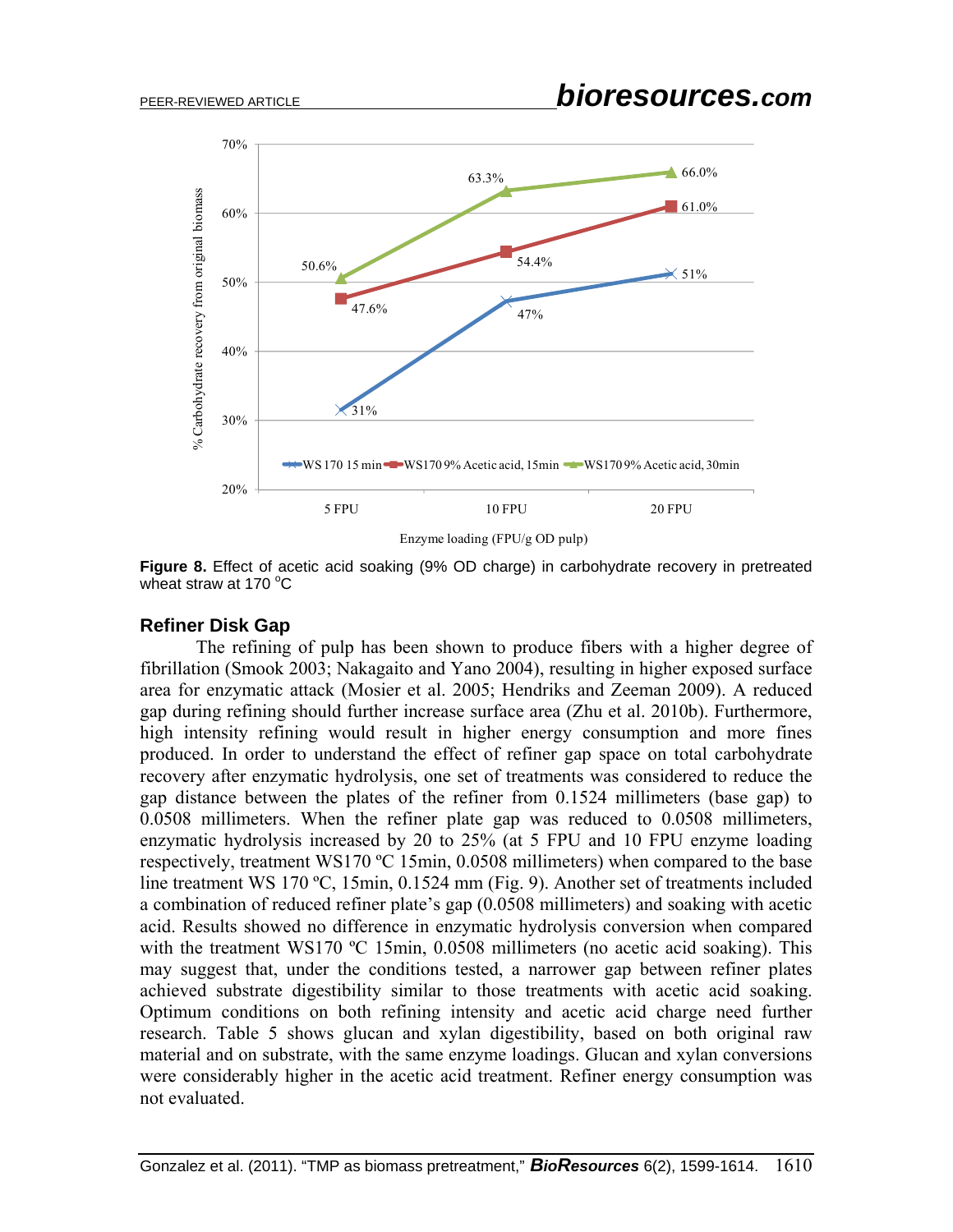**Figure 8.** Effect of acetic acid soaking (9% OD charge) in carbohydrate recovery in pretreated wheat straw at 170 °C

## Refiner Disk Gap

The refining of pulp has been shown to produce fibers with a higher degree of fibrillation (Smook 2003; Nakagaito and Yano 2004), resulting in higher exposed surface area for enzymatic attack (Mosier et al. 2005; Hendriks and Zeeman 2009). A reduced gap during refining should further increase surface area (Zhu et al. 2010b). Furthermore, high intensity refining would result in higher energy consumption and more fines produced. In order to understand the effect of refiner gap space on total carbohydrate recovery after enzymatic hydrolysis, one set of treatments was considered to reduce the gap distance between the plates of the refiner from 0.1524 millimeters (base gap) to 0.0508 millimeters. When the refiner plate gap was reduced to 0.0508 millimeters, enzymatic hydrolysis increased by 20 to 25% (at 5 FPU and 10 FPU enzyme loading respectively, treatment WS170 ºC 15min, 0.0508 millimeters) when compared to the base line treatment WS 170 ºC, 15min, 0.1524 mm (Fig. 9). Another set of treatments included a combination of reduced refiner plate's gap (0.0508 millimeters) and soaking with acetic acid. Results showed no difference in enzymatic hydrolysis conversion when compared with the treatment WS170 ºC 15min, 0.0508 millimeters (no acetic acid soaking). This may suggest that, under the conditions tested, a narrower gap between refiner plates achieved substrate digestibility similar to those treatments with acetic acid soaking. Optimum conditions on both refining intensity and acetic acid charge need further research. Table 5 shows glucan and xylan digestibility, based on both original raw material and on substrate, with the same enzyme loadings. Glucan and xylan conversions were considerably higher in the acetic acid treatment. Refiner energy consumption was not evaluated.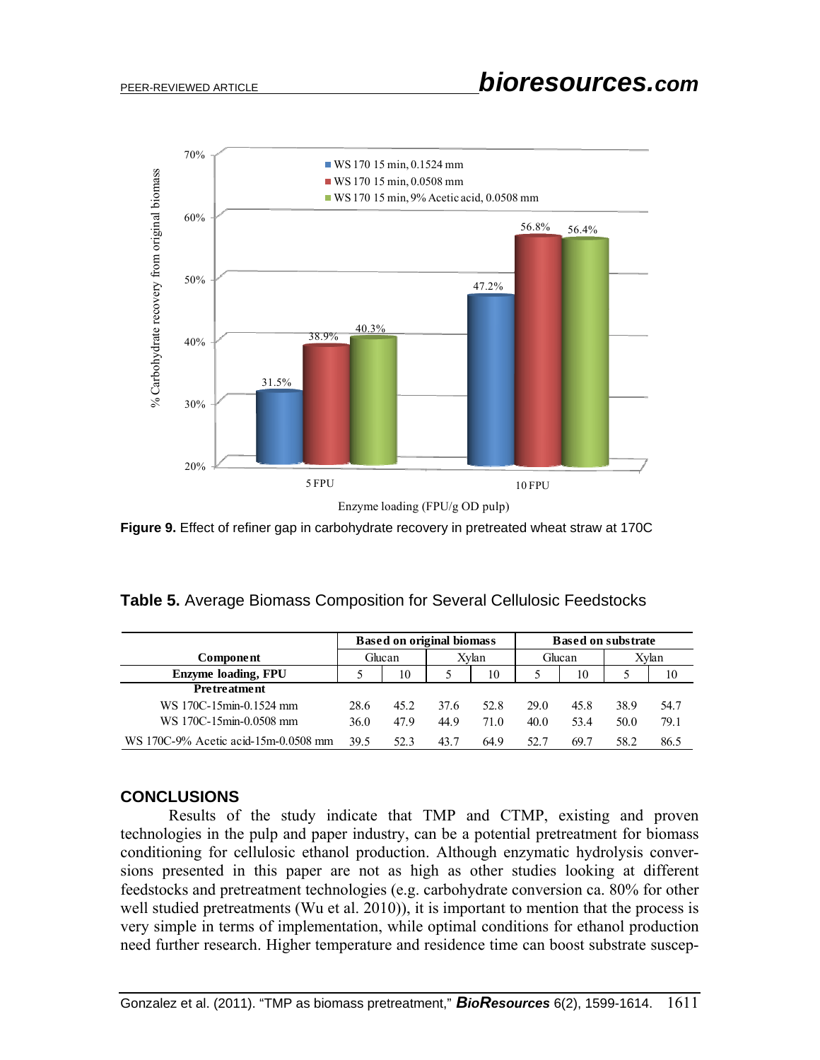**Figure 9.** Effect of refiner gap in carbohydrate recovery in pretreated wheat straw at 170C

**Table 5.** Average Biomass Composition for Several Cellulosic Feedstocks

| | Based on original biomass | | | | Based on substrate | | | |
|---|---|---|---|---|---|---|---|---|
| **Component** | Glucan | | Xylan | | Glucan | | Xylan | |
| **Enzyme loading, FPU** | 5 | 10 | 5 | 10 | 5 | 10 | 5 | 10 |
| **Pretreatment** | | | | | | | | |
| WS 170C-15min-0.1524 mm | 28.6 | 45.2 | 37.6 | 52.8 | 29.0 | 45.8 | 38.9 | 54.7 |
| WS 170C-15min-0.0508 mm | 36.0 | 47.9 | 44.9 | 71.0 | 40.0 | 53.4 | 50.0 | 79.1 |
| WS 170C-9% Acetic acid-15m-0.0508 mm | 39.5 | 52.3 | 43.7 | 64.9 | 52.7 | 69.7 | 58.2 | 86.5 |

## CONCLUSIONS

Results of the study indicate that TMP and CTMP, existing and proven technologies in the pulp and paper industry, can be a potential pretreatment for biomass conditioning for cellulosic ethanol production. Although enzymatic hydrolysis conversions presented in this paper are not as high as other studies looking at different feedstocks and pretreatment technologies (e.g. carbohydrate conversion ca. 80% for other well studied pretreatments (Wu et al. 2010)), it is important to mention that the process is very simple in terms of implementation, while optimal conditions for ethanol production need further research. Higher temperature and residence time can boost substrate suscep-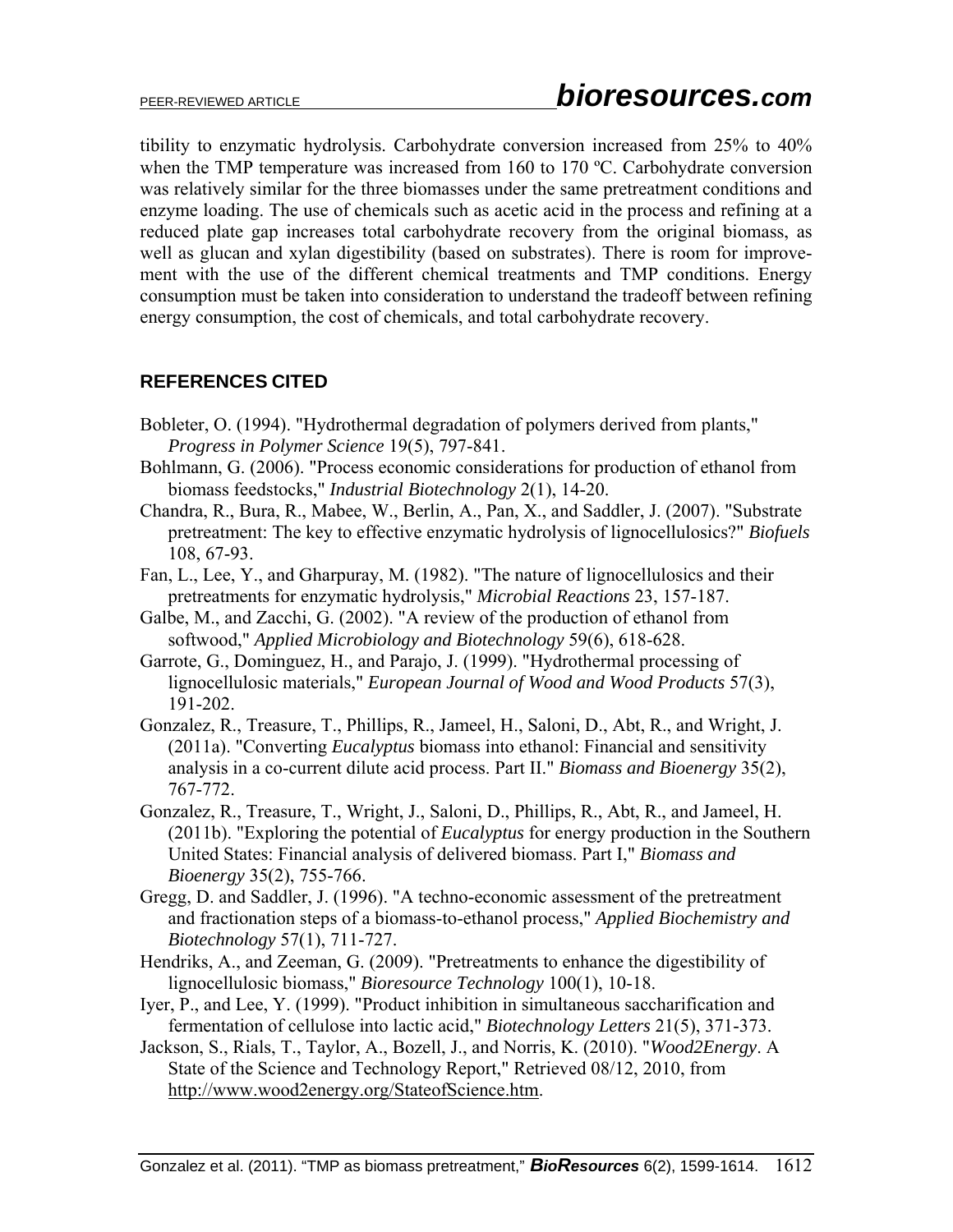tibility to enzymatic hydrolysis. Carbohydrate conversion increased from 25% to 40% when the TMP temperature was increased from 160 to 170 ºC. Carbohydrate conversion was relatively similar for the three biomasses under the same pretreatment conditions and enzyme loading. The use of chemicals such as acetic acid in the process and refining at a reduced plate gap increases total carbohydrate recovery from the original biomass, as well as glucan and xylan digestibility (based on substrates). There is room for improvement with the use of the different chemical treatments and TMP conditions. Energy consumption must be taken into consideration to understand the tradeoff between refining energy consumption, the cost of chemicals, and total carbohydrate recovery.

## REFERENCES CITED

Bobleter, O. (1994). "Hydrothermal degradation of polymers derived from plants," *Progress in Polymer Science* 19(5), 797-841.

Bohlmann, G. (2006). "Process economic considerations for production of ethanol from biomass feedstocks," *Industrial Biotechnology* 2(1), 14-20.

Chandra, R., Bura, R., Mabee, W., Berlin, A., Pan, X., and Saddler, J. (2007). "Substrate pretreatment: The key to effective enzymatic hydrolysis of lignocellulosics?" *Biofuels* 108, 67-93.

Fan, L., Lee, Y., and Gharpuray, M. (1982). "The nature of lignocellulosics and their pretreatments for enzymatic hydrolysis," *Microbial Reactions* 23, 157-187.

Galbe, M., and Zacchi, G. (2002). "A review of the production of ethanol from softwood," *Applied Microbiology and Biotechnology* 59(6), 618-628.

Garrote, G., Dominguez, H., and Parajo, J. (1999). "Hydrothermal processing of lignocellulosic materials," *European Journal of Wood and Wood Products* 57(3), 191-202.

Gonzalez, R., Treasure, T., Phillips, R., Jameel, H., Saloni, D., Abt, R., and Wright, J. (2011a). "Converting *Eucalyptus* biomass into ethanol: Financial and sensitivity analysis in a co-current dilute acid process. Part II." *Biomass and Bioenergy* 35(2), 767-772.

Gonzalez, R., Treasure, T., Wright, J., Saloni, D., Phillips, R., Abt, R., and Jameel, H. (2011b). "Exploring the potential of *Eucalyptus* for energy production in the Southern United States: Financial analysis of delivered biomass. Part I," *Biomass and Bioenergy* 35(2), 755-766.

Gregg, D. and Saddler, J. (1996). "A techno-economic assessment of the pretreatment and fractionation steps of a biomass-to-ethanol process," *Applied Biochemistry and Biotechnology* 57(1), 711-727.

Hendriks, A., and Zeeman, G. (2009). "Pretreatments to enhance the digestibility of lignocellulosic biomass," *Bioresource Technology* 100(1), 10-18.

Iyer, P., and Lee, Y. (1999). "Product inhibition in simultaneous saccharification and fermentation of cellulose into lactic acid," *Biotechnology Letters* 21(5), 371-373.

Jackson, S., Rials, T., Taylor, A., Bozell, J., and Norris, K. (2010). "*Wood2Energy*. A State of the Science and Technology Report," Retrieved 08/12, 2010, from http://www.wood2energy.org/StateofScience.htm.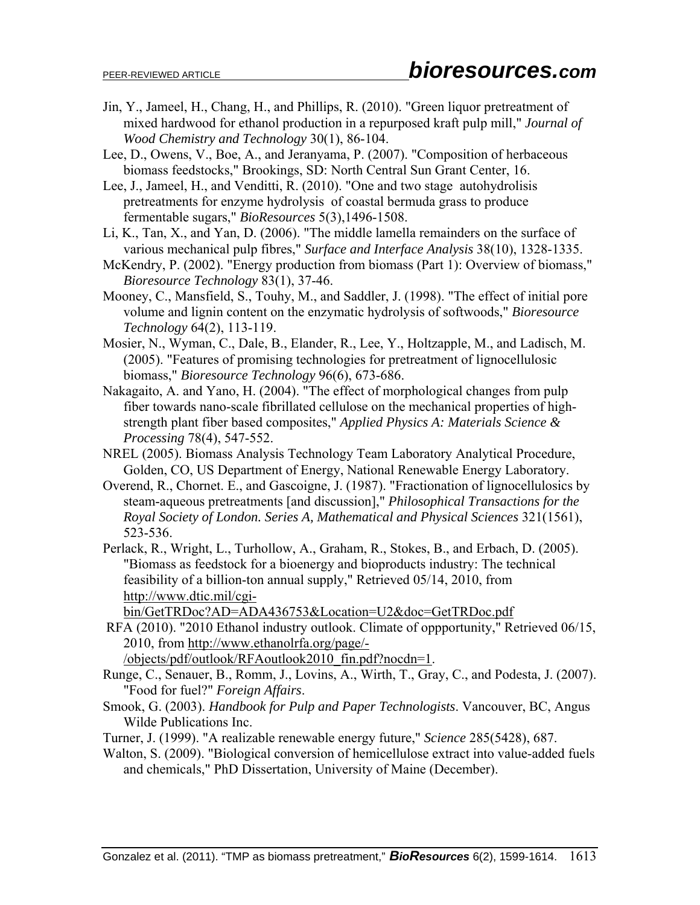Jin, Y., Jameel, H., Chang, H., and Phillips, R. (2010). "Green liquor pretreatment of mixed hardwood for ethanol production in a repurposed kraft pulp mill," *Journal of Wood Chemistry and Technology* 30(1), 86-104.

Lee, D., Owens, V., Boe, A., and Jeranyama, P. (2007). "Composition of herbaceous biomass feedstocks," Brookings, SD: North Central Sun Grant Center, 16.

Lee, J., Jameel, H., and Venditti, R. (2010). "One and two stage autohydrolisis pretreatments for enzyme hydrolysis of coastal bermuda grass to produce fermentable sugars," *BioResources* 5(3),1496-1508.

Li, K., Tan, X., and Yan, D. (2006). "The middle lamella remainders on the surface of various mechanical pulp fibres," *Surface and Interface Analysis* 38(10), 1328-1335.

McKendry, P. (2002). "Energy production from biomass (Part 1): Overview of biomass," *Bioresource Technology* 83(1), 37-46.

Mooney, C., Mansfield, S., Touhy, M., and Saddler, J. (1998). "The effect of initial pore volume and lignin content on the enzymatic hydrolysis of softwoods," *Bioresource Technology* 64(2), 113-119.

Mosier, N., Wyman, C., Dale, B., Elander, R., Lee, Y., Holtzapple, M., and Ladisch, M. (2005). "Features of promising technologies for pretreatment of lignocellulosic biomass," *Bioresource Technology* 96(6), 673-686.

Nakagaito, A. and Yano, H. (2004). "The effect of morphological changes from pulp fiber towards nano-scale fibrillated cellulose on the mechanical properties of high-strength plant fiber based composites," *Applied Physics A: Materials Science & Processing* 78(4), 547-552.

NREL (2005). Biomass Analysis Technology Team Laboratory Analytical Procedure, Golden, CO, US Department of Energy, National Renewable Energy Laboratory.

Overend, R., Chornet. E., and Gascoigne, J. (1987). "Fractionation of lignocellulosics by steam-aqueous pretreatments [and discussion]," *Philosophical Transactions for the Royal Society of London. Series A, Mathematical and Physical Sciences* 321(1561), 523-536.

Perlack, R., Wright, L., Turhollow, A., Graham, R., Stokes, B., and Erbach, D. (2005). "Biomass as feedstock for a bioenergy and bioproducts industry: The technical feasibility of a billion-ton annual supply," Retrieved 05/14, 2010, from http://www.dtic.mil/cgi-bin/GetTRDoc?AD=ADA436753&Location=U2&doc=GetTRDoc.pdf

RFA (2010). "2010 Ethanol industry outlook. Climate of oppportunity," Retrieved 06/15, 2010, from http://www.ethanolrfa.org/page/-/objects/pdf/outlook/RFAoutlook2010_fin.pdf?nocdn=1.

Runge, C., Senauer, B., Romm, J., Lovins, A., Wirth, T., Gray, C., and Podesta, J. (2007). "Food for fuel?" *Foreign Affairs*.

Smook, G. (2003). *Handbook for Pulp and Paper Technologists*. Vancouver, BC, Angus Wilde Publications Inc.

Turner, J. (1999). "A realizable renewable energy future," *Science* 285(5428), 687.

Walton, S. (2009). "Biological conversion of hemicellulose extract into value-added fuels and chemicals," PhD Dissertation, University of Maine (December).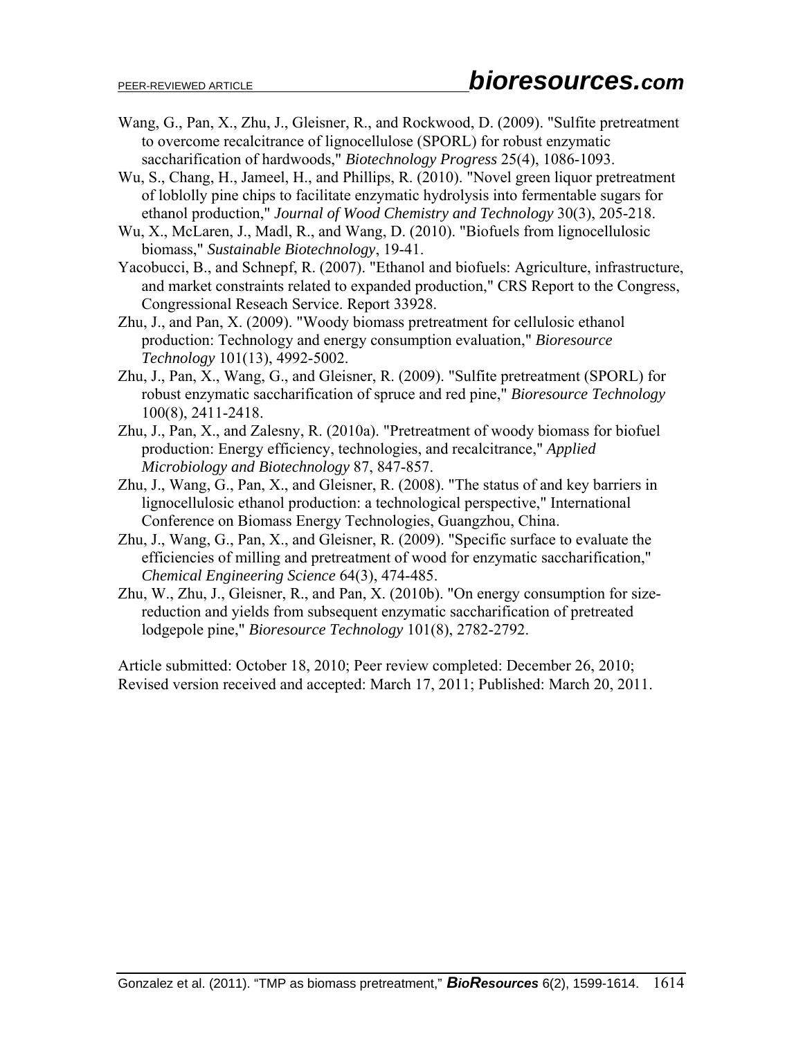Wang, G., Pan, X., Zhu, J., Gleisner, R., and Rockwood, D. (2009). "Sulfite pretreatment to overcome recalcitrance of lignocellulose (SPORL) for robust enzymatic saccharification of hardwoods," *Biotechnology Progress* 25(4), 1086-1093.

Wu, S., Chang, H., Jameel, H., and Phillips, R. (2010). "Novel green liquor pretreatment of loblolly pine chips to facilitate enzymatic hydrolysis into fermentable sugars for ethanol production," *Journal of Wood Chemistry and Technology* 30(3), 205-218.

Wu, X., McLaren, J., Madl, R., and Wang, D. (2010). "Biofuels from lignocellulosic biomass," *Sustainable Biotechnology*, 19-41.

Yacobucci, B., and Schnepf, R. (2007). "Ethanol and biofuels: Agriculture, infrastructure, and market constraints related to expanded production," CRS Report to the Congress, Congressional Reseach Service. Report 33928.

Zhu, J., and Pan, X. (2009). "Woody biomass pretreatment for cellulosic ethanol production: Technology and energy consumption evaluation," *Bioresource Technology* 101(13), 4992-5002.

Zhu, J., Pan, X., Wang, G., and Gleisner, R. (2009). "Sulfite pretreatment (SPORL) for robust enzymatic saccharification of spruce and red pine," *Bioresource Technology* 100(8), 2411-2418.

Zhu, J., Pan, X., and Zalesny, R. (2010a). "Pretreatment of woody biomass for biofuel production: Energy efficiency, technologies, and recalcitrance," *Applied Microbiology and Biotechnology* 87, 847-857.

Zhu, J., Wang, G., Pan, X., and Gleisner, R. (2008). "The status of and key barriers in lignocellulosic ethanol production: a technological perspective," International Conference on Biomass Energy Technologies, Guangzhou, China.

Zhu, J., Wang, G., Pan, X., and Gleisner, R. (2009). "Specific surface to evaluate the efficiencies of milling and pretreatment of wood for enzymatic saccharification," *Chemical Engineering Science* 64(3), 474-485.

Zhu, W., Zhu, J., Gleisner, R., and Pan, X. (2010b). "On energy consumption for size-reduction and yields from subsequent enzymatic saccharification of pretreated lodgepole pine," *Bioresource Technology* 101(8), 2782-2792.

Article submitted: October 18, 2010; Peer review completed: December 26, 2010; Revised version received and accepted: March 17, 2011; Published: March 20, 2011.